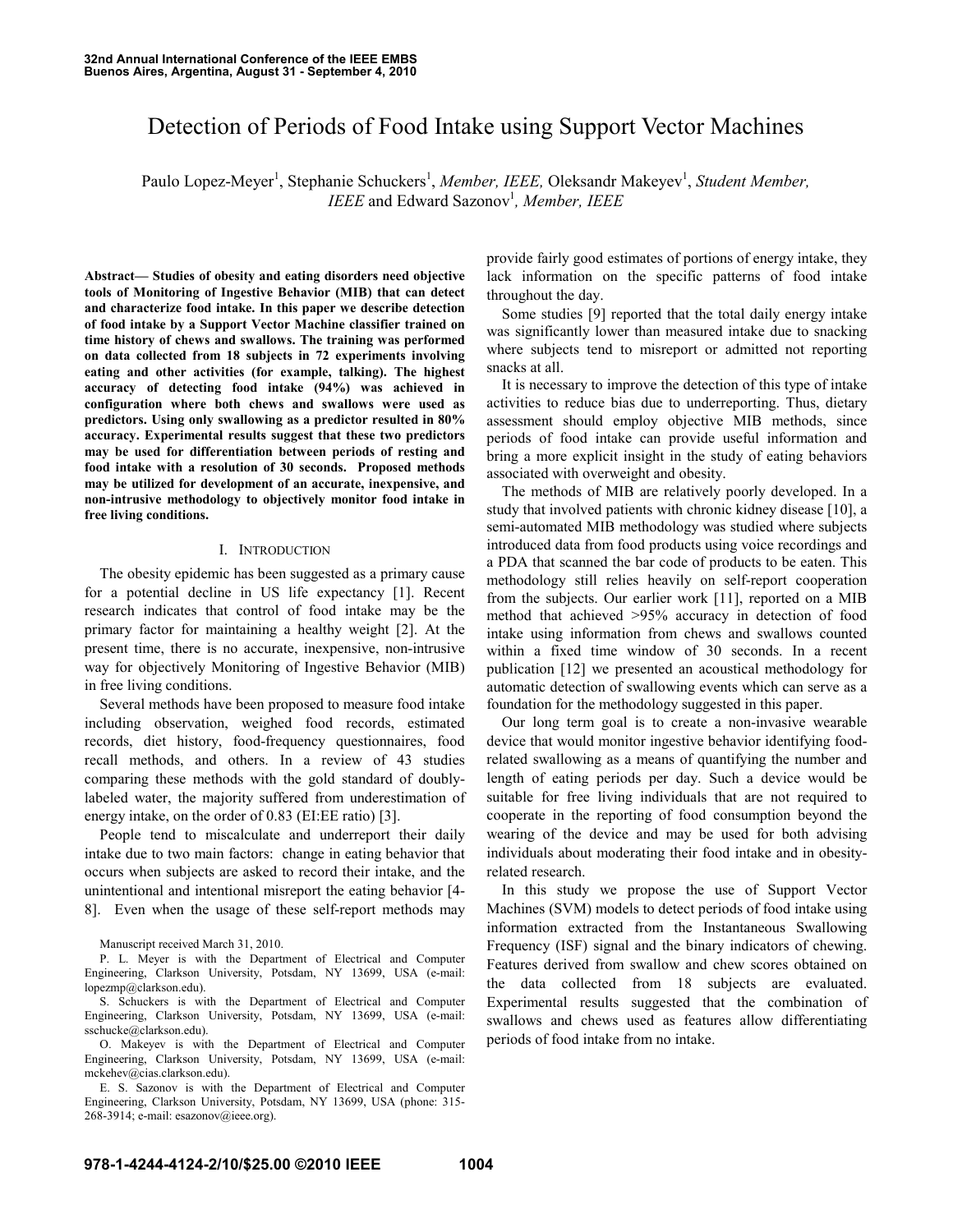# Detection of Periods of Food Intake using Support Vector Machines

Paulo Lopez-Meyer[1], Stephanie Schuckers[1], *Member, IEEE,* Oleksandr Makeyev[1], *Student Member, IEEE* and Edward Sazonov[1], *Member, IEEE*

***Abstract*— Studies of obesity and eating disorders need objective tools of Monitoring of Ingestive Behavior (MIB) that can detect and characterize food intake. In this paper we describe detection of food intake by a Support Vector Machine classifier trained on time history of chews and swallows. The training was performed on data collected from 18 subjects in 72 experiments involving eating and other activities (for example, talking). The highest accuracy of detecting food intake (94%) was achieved in configuration where both chews and swallows were used as predictors. Using only swallowing as a predictor resulted in 80% accuracy. Experimental results suggest that these two predictors may be used for differentiation between periods of resting and food intake with a resolution of 30 seconds. Proposed methods may be utilized for development of an accurate, inexpensive, and non-intrusive methodology to objectively monitor food intake in free living conditions.**

## I. Introduction

The obesity epidemic has been suggested as a primary cause for a potential decline in US life expectancy [1]. Recent research indicates that control of food intake may be the primary factor for maintaining a healthy weight [2]. At the present time, there is no accurate, inexpensive, non-intrusive way for objectively Monitoring of Ingestive Behavior (MIB) in free living conditions.

Several methods have been proposed to measure food intake including observation, weighed food records, estimated records, diet history, food-frequency questionnaires, food recall methods, and others. In a review of 43 studies comparing these methods with the gold standard of doubly-labeled water, the majority suffered from underestimation of energy intake, on the order of 0.83 (EI:EE ratio) [3].

People tend to miscalculate and underreport their daily intake due to two main factors: change in eating behavior that occurs when subjects are asked to record their intake, and the unintentional and intentional misreport the eating behavior [4-8]. Even when the usage of these self-report methods may provide fairly good estimates of portions of energy intake, they lack information on the specific patterns of food intake throughout the day.

Some studies [9] reported that the total daily energy intake was significantly lower than measured intake due to snacking where subjects tend to misreport or admitted not reporting snacks at all.

It is necessary to improve the detection of this type of intake activities to reduce bias due to underreporting. Thus, dietary assessment should employ objective MIB methods, since periods of food intake can provide useful information and bring a more explicit insight in the study of eating behaviors associated with overweight and obesity.

The methods of MIB are relatively poorly developed. In a study that involved patients with chronic kidney disease [10], a semi-automated MIB methodology was studied where subjects introduced data from food products using voice recordings and a PDA that scanned the bar code of products to be eaten. This methodology still relies heavily on self-report cooperation from the subjects. Our earlier work [11], reported on a MIB method that achieved >95% accuracy in detection of food intake using information from chews and swallows counted within a fixed time window of 30 seconds. In a recent publication [12] we presented an acoustical methodology for automatic detection of swallowing events which can serve as a foundation for the methodology suggested in this paper.

Our long term goal is to create a non-invasive wearable device that would monitor ingestive behavior identifying food-related swallowing as a means of quantifying the number and length of eating periods per day. Such a device would be suitable for free living individuals that are not required to cooperate in the reporting of food consumption beyond the wearing of the device and may be used for both advising individuals about moderating their food intake and in obesity-related research.

In this study we propose the use of Support Vector Machines (SVM) models to detect periods of food intake using information extracted from the Instantaneous Swallowing Frequency (ISF) signal and the binary indicators of chewing. Features derived from swallow and chew scores obtained on the data collected from 18 subjects are evaluated. Experimental results suggested that the combination of swallows and chews used as features allow differentiating periods of food intake from no intake.

Manuscript received March 31, 2010.

P. L. Meyer is with the Department of Electrical and Computer Engineering, Clarkson University, Potsdam, NY 13699, USA (e-mail: lopezmp@clarkson.edu).

S. Schuckers is with the Department of Electrical and Computer Engineering, Clarkson University, Potsdam, NY 13699, USA (e-mail: sschucke@clarkson.edu).

O. Makeyev is with the Department of Electrical and Computer Engineering, Clarkson University, Potsdam, NY 13699, USA (e-mail: mckehev@cias.clarkson.edu).

E. S. Sazonov is with the Department of Electrical and Computer Engineering, Clarkson University, Potsdam, NY 13699, USA (phone: 315-268-3914; e-mail: esazonov@ieee.org).

978-1-4244-4124-2/10/$25.00 ©2010 IEEE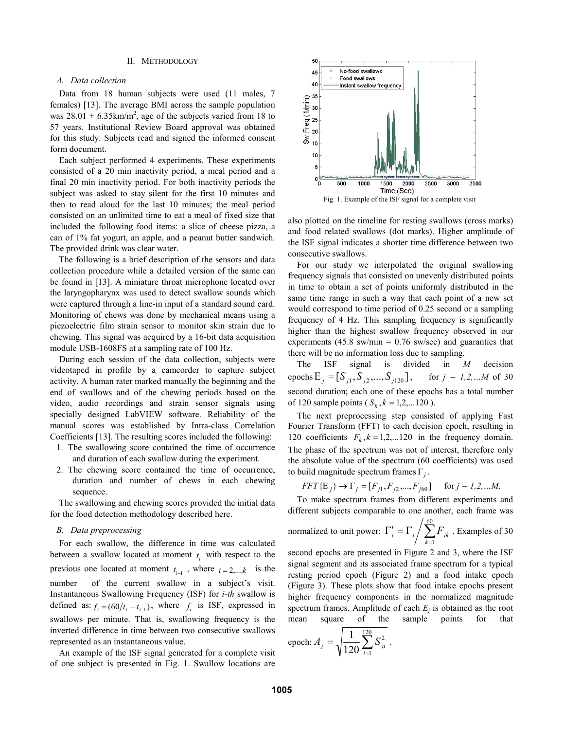## II. Methodology

### A. Data collection

Data from 18 human subjects were used (11 males, 7 females) [13]. The average BMI across the sample population was 28.01 ± 6.35km/m$^2$, age of the subjects varied from 18 to 57 years. Institutional Review Board approval was obtained for this study. Subjects read and signed the informed consent form document.

Each subject performed 4 experiments. These experiments consisted of a 20 min inactivity period, a meal period and a final 20 min inactivity period. For both inactivity periods the subject was asked to stay silent for the first 10 minutes and then to read aloud for the last 10 minutes; the meal period consisted on an unlimited time to eat a meal of fixed size that included the following food items: a slice of cheese pizza, a can of 1% fat yogurt, an apple, and a peanut butter sandwich. The provided drink was clear water.

The following is a brief description of the sensors and data collection procedure while a detailed version of the same can be found in [13]. A miniature throat microphone located over the laryngopharynx was used to detect swallow sounds which were captured through a line-in input of a standard sound card. Monitoring of chews was done by mechanical means using a piezoelectric film strain sensor to monitor skin strain due to chewing. This signal was acquired by a 16-bit data acquisition module USB-1608FS at a sampling rate of 100 Hz.

During each session of the data collection, subjects were videotaped in profile by a camcorder to capture subject activity. A human rater marked manually the beginning and the end of swallows and of the chewing periods based on the video, audio recordings and strain sensor signals using specially designed LabVIEW software. Reliability of the manual scores was established by Intra-class Correlation Coefficients [13]. The resulting scores included the following:

1. The swallowing score contained the time of occurrence and duration of each swallow during the experiment.
2. The chewing score contained the time of occurrence, duration and number of chews in each chewing sequence.

The swallowing and chewing scores provided the initial data for the food detection methodology described here.

### B. Data preprocessing

For each swallow, the difference in time was calculated between a swallow located at moment $t_i$ with respect to the previous one located at moment $t_{i-1}$, where $i = 2,...k$ is the number of the current swallow in a subject's visit. Instantaneous Swallowing Frequency (ISF) for *i-th* swallow is defined as: $f_i = (60/t_i - t_{i-1})$, where $f_i$ is ISF, expressed in swallows per minute. That is, swallowing frequency is the inverted difference in time between two consecutive swallows represented as an instantaneous value.

An example of the ISF signal generated for a complete visit of one subject is presented in Fig. 1. Swallow locations are also plotted on the timeline for resting swallows (cross marks) and food related swallows (dot marks). Higher amplitude of the ISF signal indicates a shorter time difference between two consecutive swallows.

Fig. 1. Example of the ISF signal for a complete visit

For our study we interpolated the original swallowing frequency signals that consisted on unevenly distributed points in time to obtain a set of points uniformly distributed in the same time range in such a way that each point of a new set would correspond to time period of 0.25 second or a sampling frequency of 4 Hz. This sampling frequency is significantly higher than the highest swallow frequency observed in our experiments (45.8 sw/min = 0.76 sw/sec) and guaranties that there will be no information loss due to sampling.

The ISF signal is divided in *M* decision epochs $\text{E}_j = [S_{j1}, S_{j2},..., S_{j120}]$, for *j = 1,2,…M* of 30 second duration; each one of these epochs has a total number of 120 sample points ($S_k, k = 1,2,...120$).

The next preprocessing step consisted of applying Fast Fourier Transform (FFT) to each decision epoch, resulting in 120 coefficients $F_k, k = 1,2,...120$ in the frequency domain. The phase of the spectrum was not of interest, therefore only the absolute value of the spectrum (60 coefficients) was used to build magnitude spectrum frames $\Gamma_j$.

$$FFT\{\text{E}_j\} \rightarrow \Gamma_j = [F_{j1}, F_{j2},..., F_{j60}] \quad \text{for } j = 1,2,...M.$$

To make spectrum frames from different experiments and different subjects comparable to one another, each frame was normalized to unit power: $\Gamma'_j = \Gamma_j \Big/ \sum_{k=1}^{60} F_{jk}$. Examples of 30 second epochs are presented in Figure 2 and 3, where the ISF signal segment and its associated frame spectrum for a typical resting period epoch (Figure 2) and a food intake epoch (Figure 3). These plots show that food intake epochs present higher frequency components in the normalized magnitude spectrum frames. Amplitude of each $E_j$ is obtained as the root mean square of the sample points for that epoch: $A_j = \sqrt{\frac{1}{120}\sum_{i=1}^{120} S_{ji}^2}$.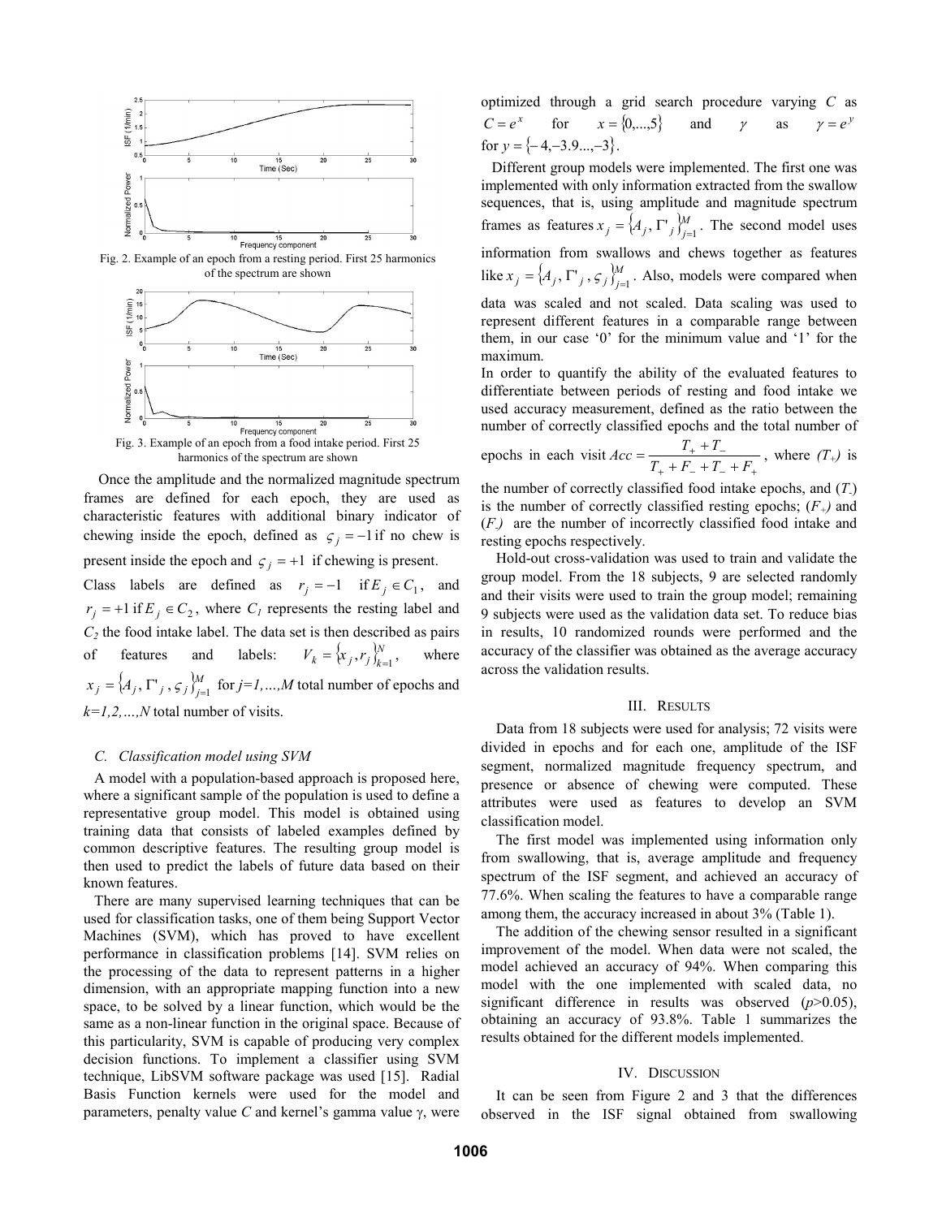Fig. 2. Example of an epoch from a resting period. First 25 harmonics of the spectrum are shown

Fig. 3. Example of an epoch from a food intake period. First 25 harmonics of the spectrum are shown

Once the amplitude and the normalized magnitude spectrum frames are defined for each epoch, they are used as characteristic features with additional binary indicator of chewing inside the epoch, defined as $\varsigma_j = -1$ if no chew is present inside the epoch and $\varsigma_j = +1$ if chewing is present.

Class labels are defined as $r_j = -1$ if $E_j \in C_1$, and $r_j = +1$ if $E_j \in C_2$, where $C_1$ represents the resting label and $C_2$ the food intake label. The data set is then described as pairs of features and labels: $V_k = \{x_j, r_j\}_{k=1}^{N}$, where $x_j = \{A_j, \Gamma'_j, \varsigma_j\}_{j=1}^{M}$ for $j=1,\ldots,M$ total number of epochs and $k=1,2,\ldots,N$ total number of visits.

### C. Classification model using SVM

A model with a population-based approach is proposed here, where a significant sample of the population is used to define a representative group model. This model is obtained using training data that consists of labeled examples defined by common descriptive features. The resulting group model is then used to predict the labels of future data based on their known features.

There are many supervised learning techniques that can be used for classification tasks, one of them being Support Vector Machines (SVM), which has proved to have excellent performance in classification problems [14]. SVM relies on the processing of the data to represent patterns in a higher dimension, with an appropriate mapping function into a new space, to be solved by a linear function, which would be the same as a non-linear function in the original space. Because of this particularity, SVM is capable of producing very complex decision functions. To implement a classifier using SVM technique, LibSVM software package was used [15]. Radial Basis Function kernels were used for the model and parameters, penalty value $C$ and kernel's gamma value $\gamma$, were optimized through a grid search procedure varying $C$ as $C = e^x$ for $x = \{0,\ldots,5\}$ and $\gamma$ as $\gamma = e^y$ for $y = \{-4, -3.9\ldots, -3\}$.

Different group models were implemented. The first one was implemented with only information extracted from the swallow sequences, that is, using amplitude and magnitude spectrum frames as features $x_j = \{A_j, \Gamma'_j\}_{j=1}^{M}$. The second model uses information from swallows and chews together as features like $x_j = \{A_j, \Gamma'_j, \varsigma_j\}_{j=1}^{M}$. Also, models were compared when data was scaled and not scaled. Data scaling was used to represent different features in a comparable range between them, in our case '0' for the minimum value and '1' for the maximum.

In order to quantify the ability of the evaluated features to differentiate between periods of resting and food intake we used accuracy measurement, defined as the ratio between the number of correctly classified epochs and the total number of epochs in each visit $Acc = \dfrac{T_+ + T_-}{T_+ + F_- + T_- + F_+}$, where $(T_+)$ is the number of correctly classified food intake epochs, and $(T_-)$ is the number of correctly classified resting epochs; $(F_+)$ and $(F_-)$ are the number of incorrectly classified food intake and resting epochs respectively.

Hold-out cross-validation was used to train and validate the group model. From the 18 subjects, 9 are selected randomly and their visits were used to train the group model; remaining 9 subjects were used as the validation data set. To reduce bias in results, 10 randomized rounds were performed and the accuracy of the classifier was obtained as the average accuracy across the validation results.

## III. Results

Data from 18 subjects were used for analysis; 72 visits were divided in epochs and for each one, amplitude of the ISF segment, normalized magnitude frequency spectrum, and presence or absence of chewing were computed. These attributes were used as features to develop an SVM classification model.

The first model was implemented using information only from swallowing, that is, average amplitude and frequency spectrum of the ISF segment, and achieved an accuracy of 77.6%. When scaling the features to have a comparable range among them, the accuracy increased in about 3% (Table 1).

The addition of the chewing sensor resulted in a significant improvement of the model. When data were not scaled, the model achieved an accuracy of 94%. When comparing this model with the one implemented with scaled data, no significant difference in results was observed ($p$>0.05), obtaining an accuracy of 93.8%. Table 1 summarizes the results obtained for the different models implemented.

## IV. Discussion

It can be seen from Figure 2 and 3 that the differences observed in the ISF signal obtained from swallowing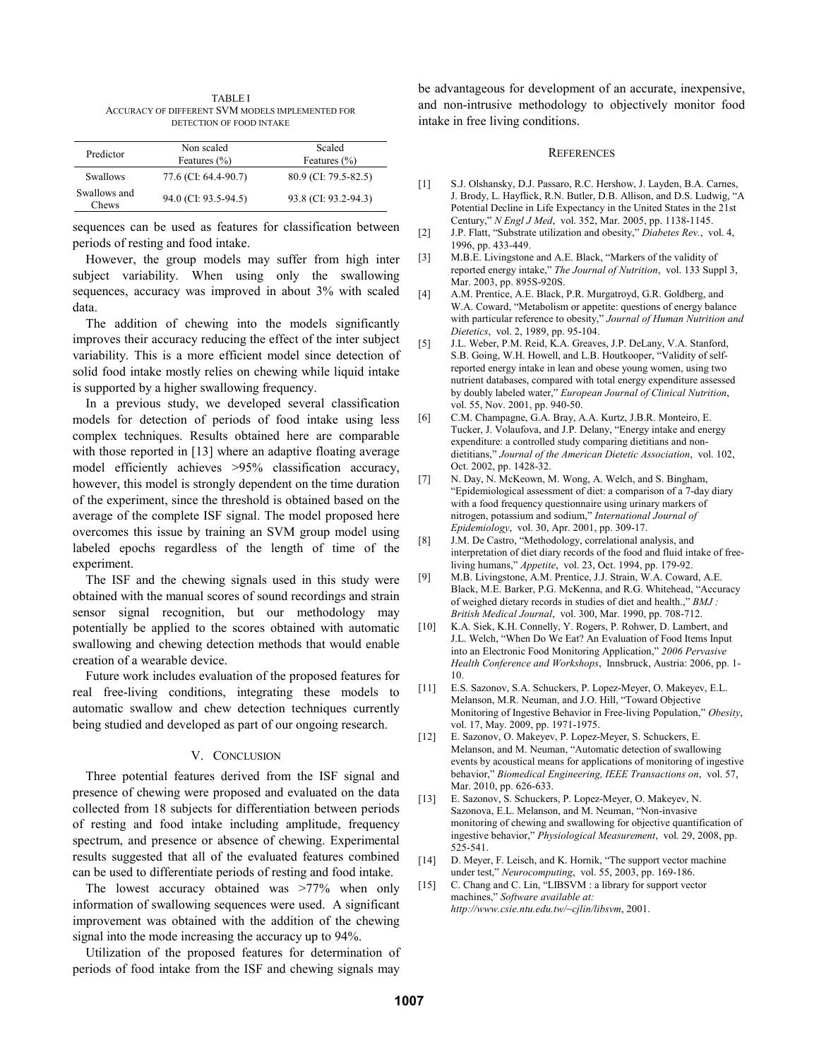TABLE I
ACCURACY OF DIFFERENT SVM MODELS IMPLEMENTED FOR DETECTION OF FOOD INTAKE

| Predictor | Non scaled Features (%) | Scaled Features (%) |
|---|---|---|
| Swallows | 77.6 (CI: 64.4-90.7) | 80.9 (CI: 79.5-82.5) |
| Swallows and Chews | 94.0 (CI: 93.5-94.5) | 93.8 (CI: 93.2-94.3) |

sequences can be used as features for classification between periods of resting and food intake.

However, the group models may suffer from high inter subject variability. When using only the swallowing sequences, accuracy was improved in about 3% with scaled data.

The addition of chewing into the models significantly improves their accuracy reducing the effect of the inter subject variability. This is a more efficient model since detection of solid food intake mostly relies on chewing while liquid intake is supported by a higher swallowing frequency.

In a previous study, we developed several classification models for detection of periods of food intake using less complex techniques. Results obtained here are comparable with those reported in [13] where an adaptive floating average model efficiently achieves >95% classification accuracy, however, this model is strongly dependent on the time duration of the experiment, since the threshold is obtained based on the average of the complete ISF signal. The model proposed here overcomes this issue by training an SVM group model using labeled epochs regardless of the length of time of the experiment.

The ISF and the chewing signals used in this study were obtained with the manual scores of sound recordings and strain sensor signal recognition, but our methodology may potentially be applied to the scores obtained with automatic swallowing and chewing detection methods that would enable creation of a wearable device.

Future work includes evaluation of the proposed features for real free-living conditions, integrating these models to automatic swallow and chew detection techniques currently being studied and developed as part of our ongoing research.

## V. CONCLUSION

Three potential features derived from the ISF signal and presence of chewing were proposed and evaluated on the data collected from 18 subjects for differentiation between periods of resting and food intake including amplitude, frequency spectrum, and presence or absence of chewing. Experimental results suggested that all of the evaluated features combined can be used to differentiate periods of resting and food intake.

The lowest accuracy obtained was >77% when only information of swallowing sequences were used. A significant improvement was obtained with the addition of the chewing signal into the mode increasing the accuracy up to 94%.

Utilization of the proposed features for determination of periods of food intake from the ISF and chewing signals may be advantageous for development of an accurate, inexpensive, and non-intrusive methodology to objectively monitor food intake in free living conditions.

## REFERENCES

[1] S.J. Olshansky, D.J. Passaro, R.C. Hershow, J. Layden, B.A. Carnes, J. Brody, L. Hayflick, R.N. Butler, D.B. Allison, and D.S. Ludwig, "A Potential Decline in Life Expectancy in the United States in the 21st Century," *N Engl J Med*, vol. 352, Mar. 2005, pp. 1138-1145.

[2] J.P. Flatt, "Substrate utilization and obesity," *Diabetes Rev.*, vol. 4, 1996, pp. 433-449.

[3] M.B.E. Livingstone and A.E. Black, "Markers of the validity of reported energy intake," *The Journal of Nutrition*, vol. 133 Suppl 3, Mar. 2003, pp. 895S-920S.

[4] A.M. Prentice, A.E. Black, P.R. Murgatroyd, G.R. Goldberg, and W.A. Coward, "Metabolism or appetite: questions of energy balance with particular reference to obesity," *Journal of Human Nutrition and Dietetics*, vol. 2, 1989, pp. 95-104.

[5] J.L. Weber, P.M. Reid, K.A. Greaves, J.P. DeLany, V.A. Stanford, S.B. Going, W.H. Howell, and L.B. Houtkooper, "Validity of self-reported energy intake in lean and obese young women, using two nutrient databases, compared with total energy expenditure assessed by doubly labeled water," *European Journal of Clinical Nutrition*, vol. 55, Nov. 2001, pp. 940-50.

[6] C.M. Champagne, G.A. Bray, A.A. Kurtz, J.B.R. Monteiro, E. Tucker, J. Volaufova, and J.P. Delany, "Energy intake and energy expenditure: a controlled study comparing dietitians and non-dietitians," *Journal of the American Dietetic Association*, vol. 102, Oct. 2002, pp. 1428-32.

[7] N. Day, N. McKeown, M. Wong, A. Welch, and S. Bingham, "Epidemiological assessment of diet: a comparison of a 7-day diary with a food frequency questionnaire using urinary markers of nitrogen, potassium and sodium," *International Journal of Epidemiology*, vol. 30, Apr. 2001, pp. 309-17.

[8] J.M. De Castro, "Methodology, correlational analysis, and interpretation of diet diary records of the food and fluid intake of free-living humans," *Appetite*, vol. 23, Oct. 1994, pp. 179-92.

[9] M.B. Livingstone, A.M. Prentice, J.J. Strain, W.A. Coward, A.E. Black, M.E. Barker, P.G. McKenna, and R.G. Whitehead, "Accuracy of weighed dietary records in studies of diet and health.," *BMJ : British Medical Journal*, vol. 300, Mar. 1990, pp. 708-712.

[10] K.A. Siek, K.H. Connelly, Y. Rogers, P. Rohwer, D. Lambert, and J.L. Welch, "When Do We Eat? An Evaluation of Food Items Input into an Electronic Food Monitoring Application," *2006 Pervasive Health Conference and Workshops*, Innsbruck, Austria: 2006, pp. 1-10.

[11] E.S. Sazonov, S.A. Schuckers, P. Lopez-Meyer, O. Makeyev, E.L. Melanson, M.R. Neuman, and J.O. Hill, "Toward Objective Monitoring of Ingestive Behavior in Free-living Population," *Obesity*, vol. 17, May. 2009, pp. 1971-1975.

[12] E. Sazonov, O. Makeyev, P. Lopez-Meyer, S. Schuckers, E. Melanson, and M. Neuman, "Automatic detection of swallowing events by acoustical means for applications of monitoring of ingestive behavior," *Biomedical Engineering, IEEE Transactions on*, vol. 57, Mar. 2010, pp. 626-633.

[13] E. Sazonov, S. Schuckers, P. Lopez-Meyer, O. Makeyev, N. Sazonova, E.L. Melanson, and M. Neuman, "Non-invasive monitoring of chewing and swallowing for objective quantification of ingestive behavior," *Physiological Measurement*, vol. 29, 2008, pp. 525-541.

[14] D. Meyer, F. Leisch, and K. Hornik, "The support vector machine under test," *Neurocomputing*, vol. 55, 2003, pp. 169-186.

[15] C. Chang and C. Lin, "LIBSVM : a library for support vector machines," *Software available at: http://www.csie.ntu.edu.tw/~cjlin/libsvm*, 2001.